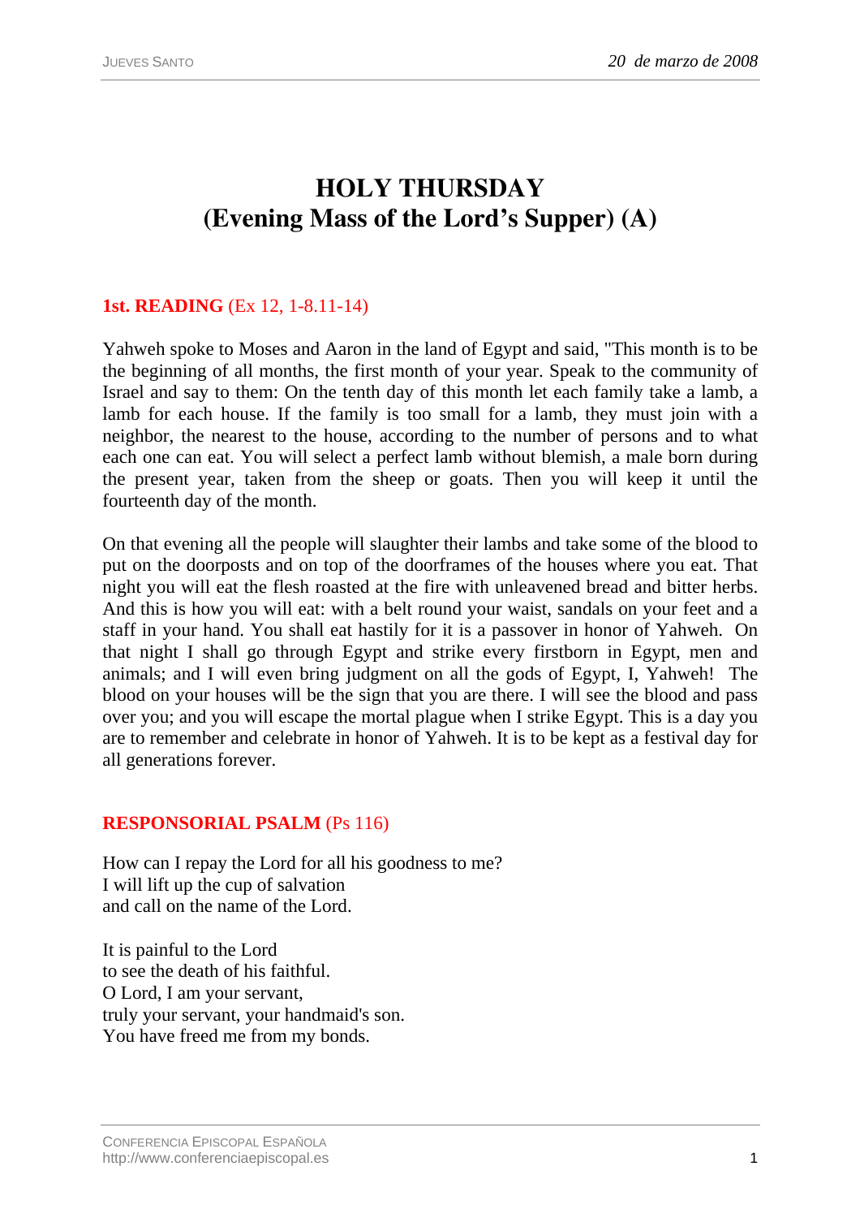# HOLY THURSDAY
# (Evening Mass of the Lord's Supper) (A)

**1st. READING** (Ex 12, 1-8.11-14)

Yahweh spoke to Moses and Aaron in the land of Egypt and said, "This month is to be the beginning of all months, the first month of your year. Speak to the community of Israel and say to them: On the tenth day of this month let each family take a lamb, a lamb for each house. If the family is too small for a lamb, they must join with a neighbor, the nearest to the house, according to the number of persons and to what each one can eat. You will select a perfect lamb without blemish, a male born during the present year, taken from the sheep or goats. Then you will keep it until the fourteenth day of the month.

On that evening all the people will slaughter their lambs and take some of the blood to put on the doorposts and on top of the doorframes of the houses where you eat. That night you will eat the flesh roasted at the fire with unleavened bread and bitter herbs. And this is how you will eat: with a belt round your waist, sandals on your feet and a staff in your hand. You shall eat hastily for it is a passover in honor of Yahweh. On that night I shall go through Egypt and strike every firstborn in Egypt, men and animals; and I will even bring judgment on all the gods of Egypt, I, Yahweh! The blood on your houses will be the sign that you are there. I will see the blood and pass over you; and you will escape the mortal plague when I strike Egypt. This is a day you are to remember and celebrate in honor of Yahweh. It is to be kept as a festival day for all generations forever.

**RESPONSORIAL PSALM** (Ps 116)

How can I repay the Lord for all his goodness to me?
I will lift up the cup of salvation
and call on the name of the Lord.

It is painful to the Lord
to see the death of his faithful.
O Lord, I am your servant,
truly your servant, your handmaid's son.
You have freed me from my bonds.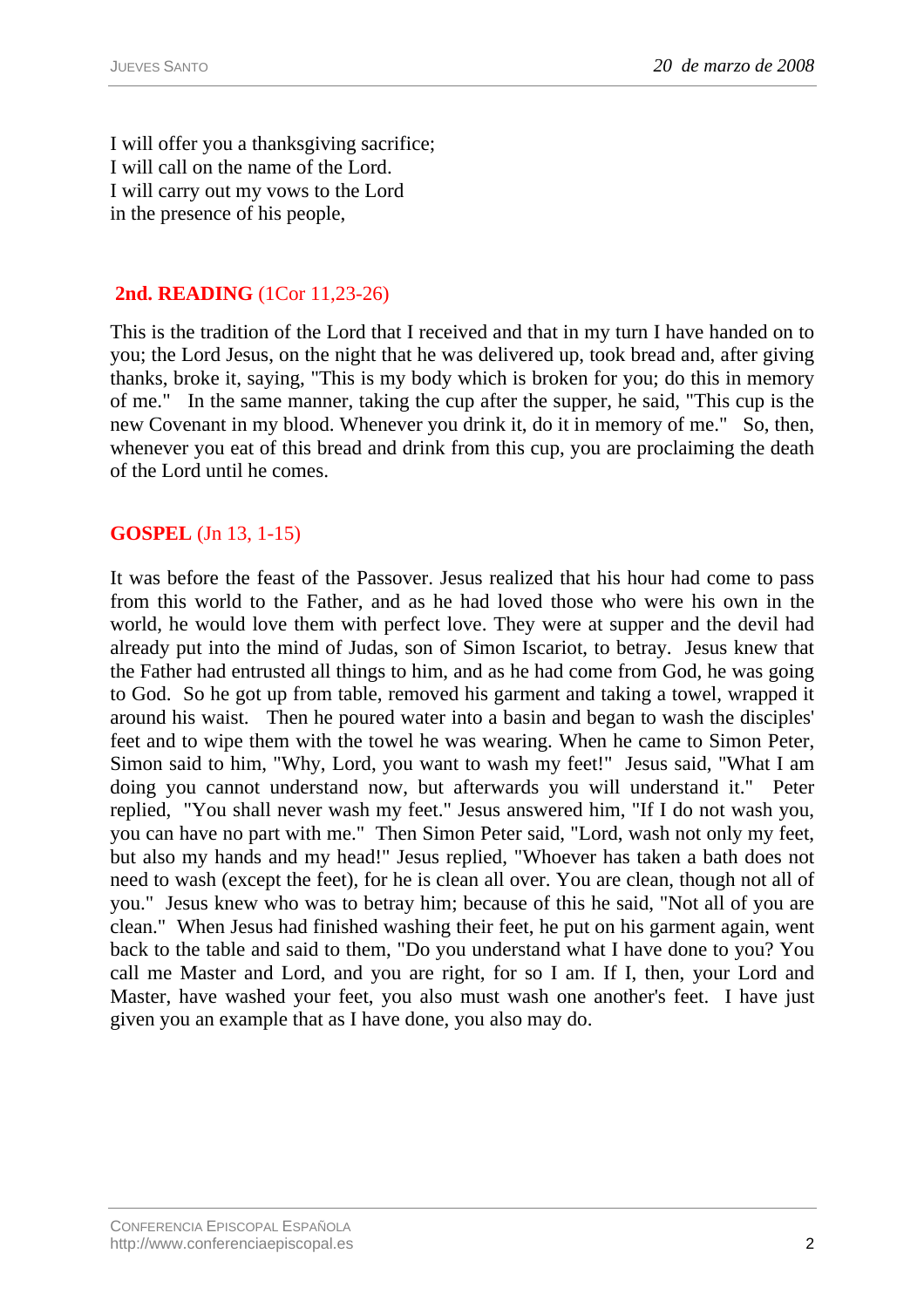I will offer you a thanksgiving sacrifice;
I will call on the name of the Lord.
I will carry out my vows to the Lord
in the presence of his people,

## **2nd. READING** (1Cor 11,23-26)

This is the tradition of the Lord that I received and that in my turn I have handed on to you; the Lord Jesus, on the night that he was delivered up, took bread and, after giving thanks, broke it, saying, "This is my body which is broken for you; do this in memory of me." In the same manner, taking the cup after the supper, he said, "This cup is the new Covenant in my blood. Whenever you drink it, do it in memory of me." So, then, whenever you eat of this bread and drink from this cup, you are proclaiming the death of the Lord until he comes.

## **GOSPEL** (Jn 13, 1-15)

It was before the feast of the Passover. Jesus realized that his hour had come to pass from this world to the Father, and as he had loved those who were his own in the world, he would love them with perfect love. They were at supper and the devil had already put into the mind of Judas, son of Simon Iscariot, to betray. Jesus knew that the Father had entrusted all things to him, and as he had come from God, he was going to God. So he got up from table, removed his garment and taking a towel, wrapped it around his waist. Then he poured water into a basin and began to wash the disciples' feet and to wipe them with the towel he was wearing. When he came to Simon Peter, Simon said to him, "Why, Lord, you want to wash my feet!" Jesus said, "What I am doing you cannot understand now, but afterwards you will understand it." Peter replied, "You shall never wash my feet." Jesus answered him, "If I do not wash you, you can have no part with me." Then Simon Peter said, "Lord, wash not only my feet, but also my hands and my head!" Jesus replied, "Whoever has taken a bath does not need to wash (except the feet), for he is clean all over. You are clean, though not all of you." Jesus knew who was to betray him; because of this he said, "Not all of you are clean." When Jesus had finished washing their feet, he put on his garment again, went back to the table and said to them, "Do you understand what I have done to you? You call me Master and Lord, and you are right, for so I am. If I, then, your Lord and Master, have washed your feet, you also must wash one another's feet. I have just given you an example that as I have done, you also may do.